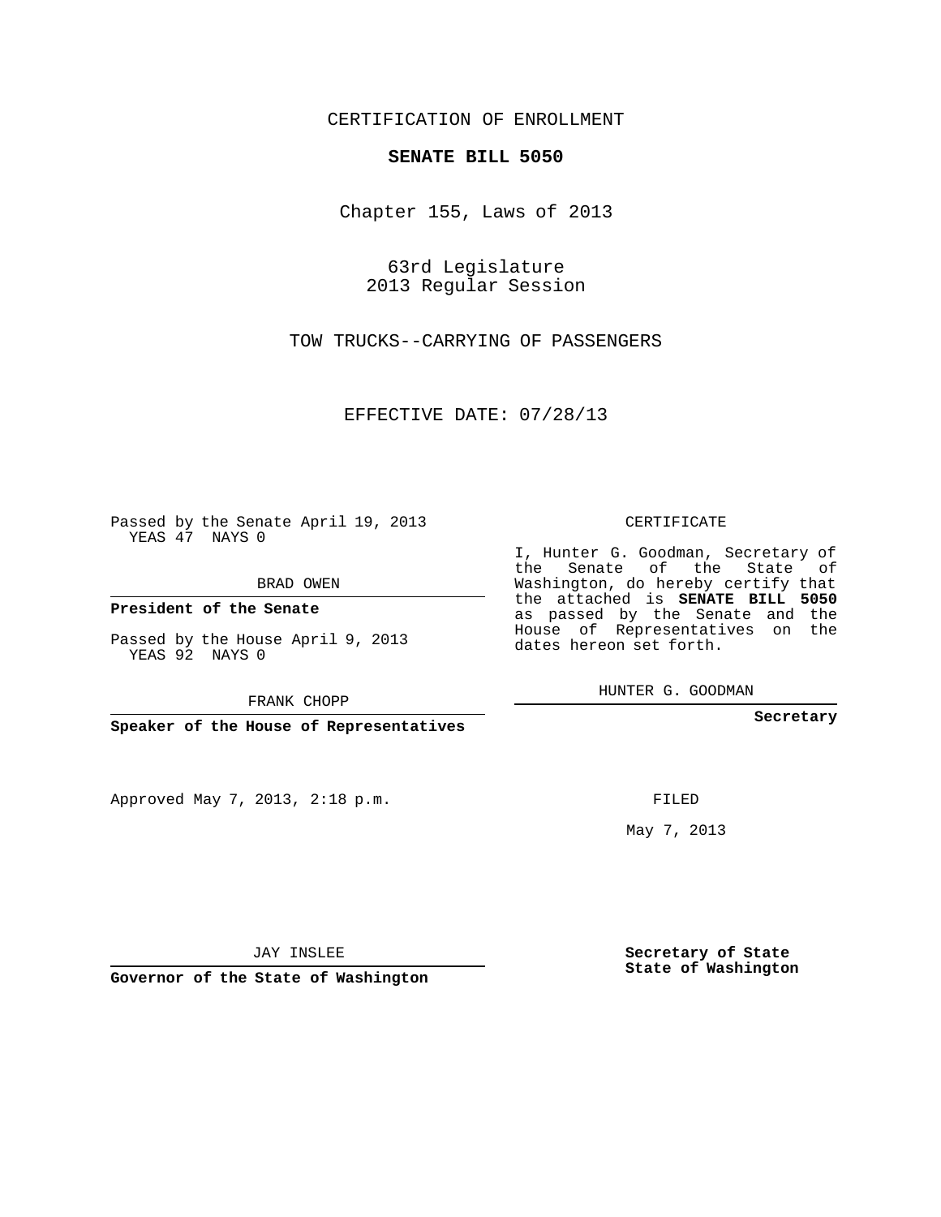CERTIFICATION OF ENROLLMENT

**SENATE BILL 5050**

Chapter 155, Laws of 2013

63rd Legislature
2013 Regular Session

TOW TRUCKS--CARRYING OF PASSENGERS

EFFECTIVE DATE: 07/28/13

Passed by the Senate April 19, 2013
YEAS 47 NAYS 0

BRAD OWEN

**President of the Senate**

Passed by the House April 9, 2013
YEAS 92 NAYS 0

FRANK CHOPP

**Speaker of the House of Representatives**

Approved May 7, 2013, 2:18 p.m.

JAY INSLEE

**Governor of the State of Washington**

CERTIFICATE

I, Hunter G. Goodman, Secretary of the Senate of the State of Washington, do hereby certify that the attached is **SENATE BILL 5050** as passed by the Senate and the House of Representatives on the dates hereon set forth.

HUNTER G. GOODMAN

**Secretary**

FILED

May 7, 2013

**Secretary of State**
**State of Washington**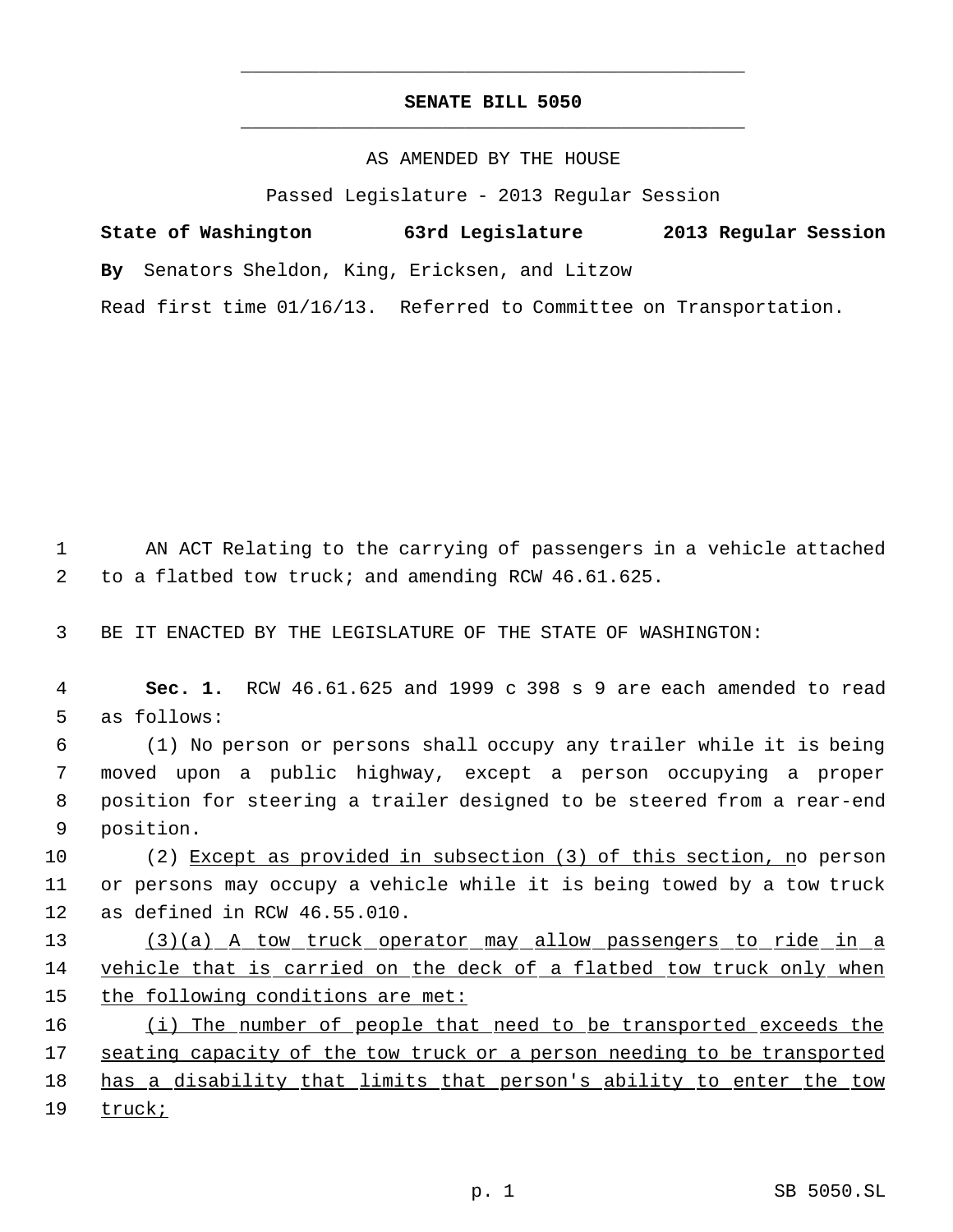# SENATE BILL 5050

AS AMENDED BY THE HOUSE

Passed Legislature - 2013 Regular Session

**State of Washington 63rd Legislature 2013 Regular Session**

**By** Senators Sheldon, King, Ericksen, and Litzow

Read first time 01/16/13. Referred to Committee on Transportation.

AN ACT Relating to the carrying of passengers in a vehicle attached to a flatbed tow truck; and amending RCW 46.61.625.

BE IT ENACTED BY THE LEGISLATURE OF THE STATE OF WASHINGTON:

**Sec. 1.** RCW 46.61.625 and 1999 c 398 s 9 are each amended to read as follows:

(1) No person or persons shall occupy any trailer while it is being moved upon a public highway, except a person occupying a proper position for steering a trailer designed to be steered from a rear-end position.

(2) Except as provided in subsection (3) of this section, no person or persons may occupy a vehicle while it is being towed by a tow truck as defined in RCW 46.55.010.

(3)(a) A tow truck operator may allow passengers to ride in a vehicle that is carried on the deck of a flatbed tow truck only when the following conditions are met:

(i) The number of people that need to be transported exceeds the seating capacity of the tow truck or a person needing to be transported has a disability that limits that person's ability to enter the tow truck;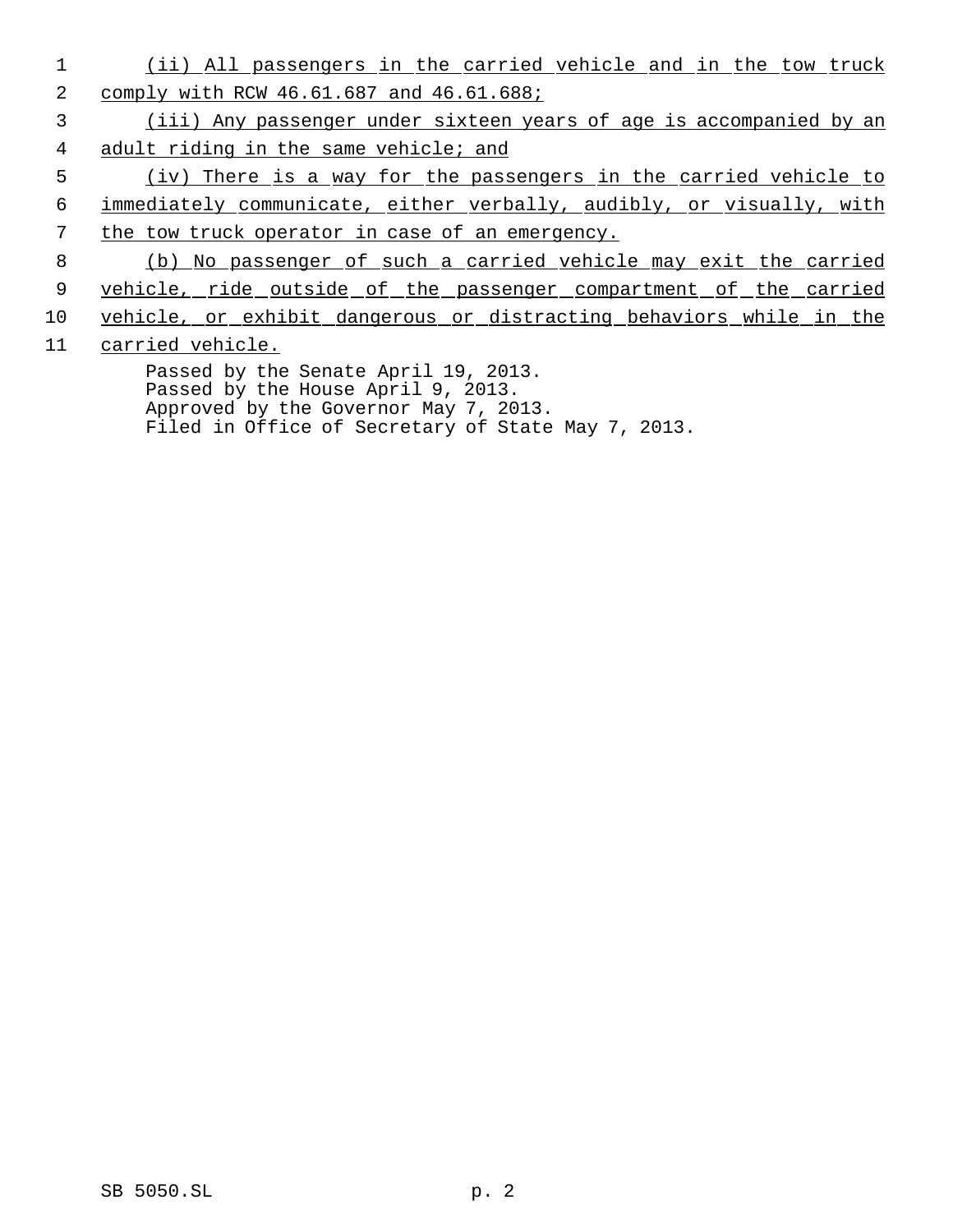(ii) All passengers in the carried vehicle and in the tow truck comply with RCW 46.61.687 and 46.61.688;

(iii) Any passenger under sixteen years of age is accompanied by an adult riding in the same vehicle; and

(iv) There is a way for the passengers in the carried vehicle to immediately communicate, either verbally, audibly, or visually, with the tow truck operator in case of an emergency.

(b) No passenger of such a carried vehicle may exit the carried vehicle, ride outside of the passenger compartment of the carried vehicle, or exhibit dangerous or distracting behaviors while in the carried vehicle.

Passed by the Senate April 19, 2013.
Passed by the House April 9, 2013.
Approved by the Governor May 7, 2013.
Filed in Office of Secretary of State May 7, 2013.